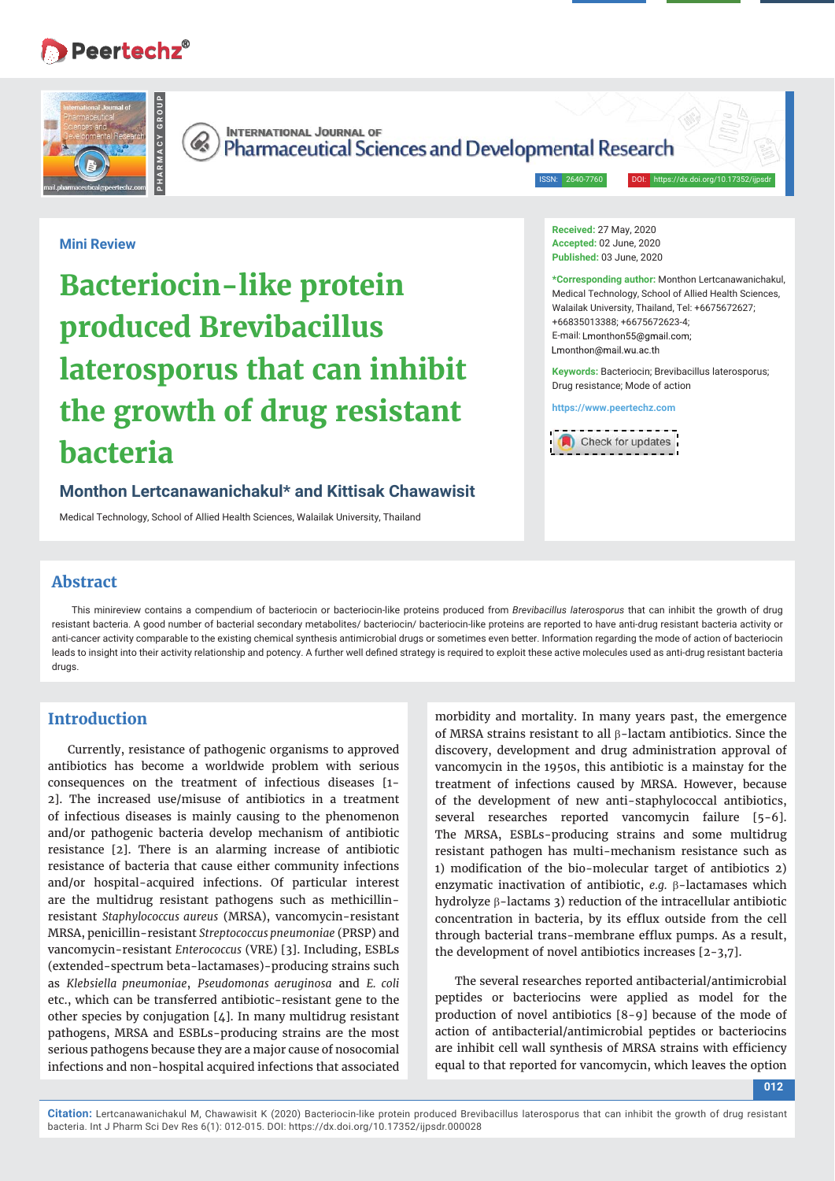Mini Review

# Bacteriocin-like protein produced Brevibacillus laterosporus that can inhibit the growth of drug resistant bacteria

**Monthon Lertcanawanichakul\* and Kittisak Chawawisit**

Medical Technology, School of Allied Health Sciences, Walailak University, Thailand

**Received:** 27 May, 2020
**Accepted:** 02 June, 2020
**Published:** 03 June, 2020

**\*Corresponding author:** Monthon Lertcanawanichakul, Medical Technology, School of Allied Health Sciences, Walailak University, Thailand, Tel: +6675672627; +66835013388; +6675672623-4;
E-mail: Lmonthon55@gmail.com; Lmonthon@mail.wu.ac.th

**Keywords:** Bacteriocin; Brevibacillus laterosporus; Drug resistance; Mode of action

https://www.peertechz.com

## Abstract

This minireview contains a compendium of bacteriocin or bacteriocin-like proteins produced from *Brevibacillus laterosporus* that can inhibit the growth of drug resistant bacteria. A good number of bacterial secondary metabolites/ bacteriocin/ bacteriocin-like proteins are reported to have anti-drug resistant bacteria activity or anti-cancer activity comparable to the existing chemical synthesis antimicrobial drugs or sometimes even better. Information regarding the mode of action of bacteriocin leads to insight into their activity relationship and potency. A further well defined strategy is required to exploit these active molecules used as anti-drug resistant bacteria drugs.

## Introduction

Currently, resistance of pathogenic organisms to approved antibiotics has become a worldwide problem with serious consequences on the treatment of infectious diseases [1-2]. The increased use/misuse of antibiotics in a treatment of infectious diseases is mainly causing to the phenomenon and/or pathogenic bacteria develop mechanism of antibiotic resistance [2]. There is an alarming increase of antibiotic resistance of bacteria that cause either community infections and/or hospital-acquired infections. Of particular interest are the multidrug resistant pathogens such as methicillin-resistant *Staphylococcus aureus* (MRSA), vancomycin-resistant MRSA, penicillin-resistant *Streptococcus pneumoniae* (PRSP) and vancomycin-resistant *Enterococcus* (VRE) [3]. Including, ESBLs (extended-spectrum beta-lactamases)-producing strains such as *Klebsiella pneumoniae*, *Pseudomonas aeruginosa* and *E. coli* etc., which can be transferred antibiotic-resistant gene to the other species by conjugation [4]. In many multidrug resistant pathogens, MRSA and ESBLs-producing strains are the most serious pathogens because they are a major cause of nosocomial infections and non-hospital acquired infections that associated morbidity and mortality. In many years past, the emergence of MRSA strains resistant to all β-lactam antibiotics. Since the discovery, development and drug administration approval of vancomycin in the 1950s, this antibiotic is a mainstay for the treatment of infections caused by MRSA. However, because of the development of new anti-staphylococcal antibiotics, several researches reported vancomycin failure [5-6]. The MRSA, ESBLs-producing strains and some multidrug resistant pathogen has multi-mechanism resistance such as 1) modification of the bio-molecular target of antibiotics 2) enzymatic inactivation of antibiotic, *e.g.* β-lactamases which hydrolyze β-lactams 3) reduction of the intracellular antibiotic concentration in bacteria, by its efflux outside from the cell through bacterial trans-membrane efflux pumps. As a result, the development of novel antibiotics increases [2-3,7].

The several researches reported antibacterial/antimicrobial peptides or bacteriocins were applied as model for the production of novel antibiotics [8-9] because of the mode of action of antibacterial/antimicrobial peptides or bacteriocins are inhibit cell wall synthesis of MRSA strains with efficiency equal to that reported for vancomycin, which leaves the option

**Citation:** Lertcanawanichakul M, Chawawisit K (2020) Bacteriocin-like protein produced Brevibacillus laterosporus that can inhibit the growth of drug resistant bacteria. Int J Pharm Sci Dev Res 6(1): 012-015. DOI: https://dx.doi.org/10.17352/ijpsdr.000028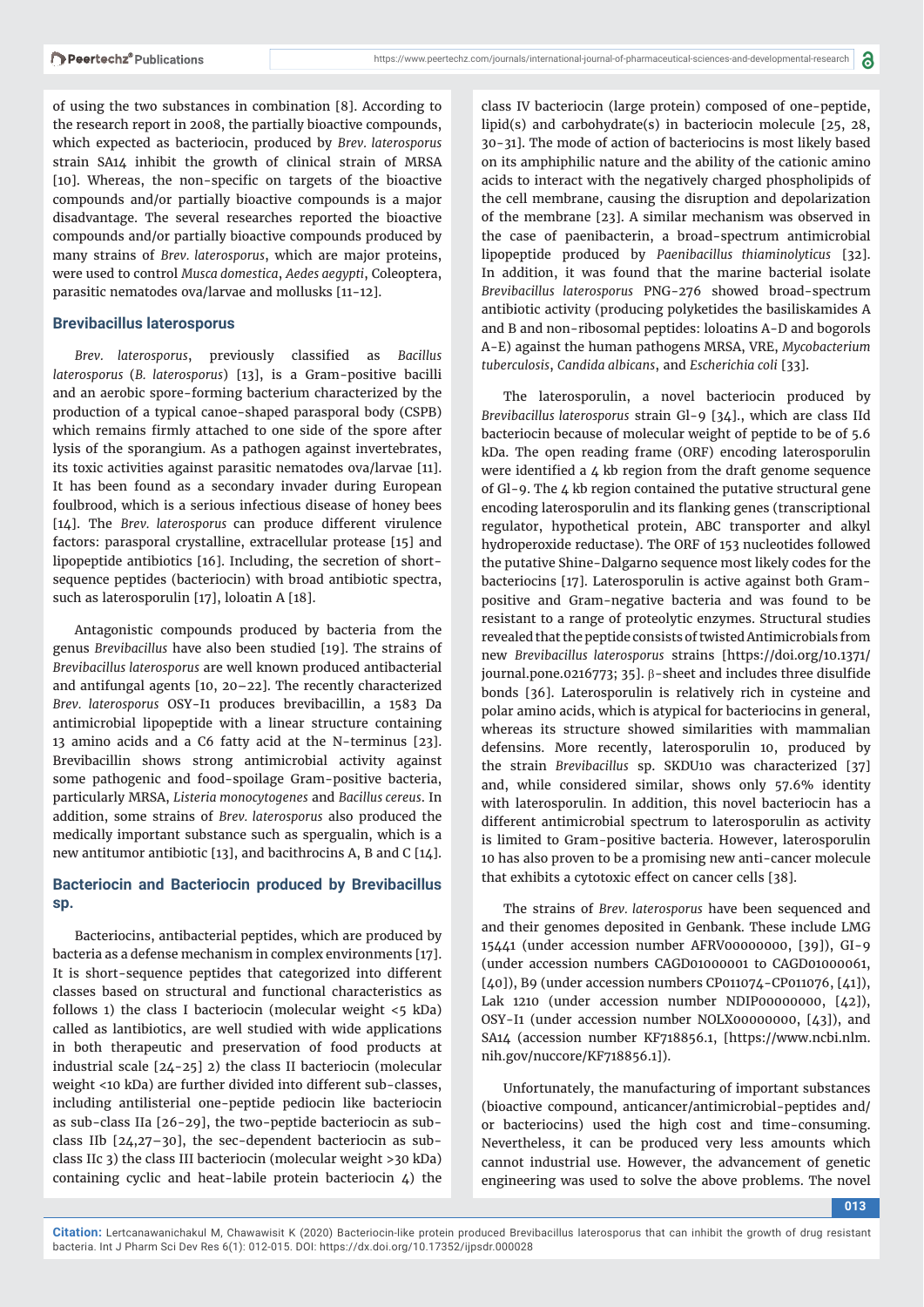of using the two substances in combination [8]. According to the research report in 2008, the partially bioactive compounds, which expected as bacteriocin, produced by *Brev. laterosporus* strain SA14 inhibit the growth of clinical strain of MRSA [10]. Whereas, the non-specific on targets of the bioactive compounds and/or partially bioactive compounds is a major disadvantage. The several researches reported the bioactive compounds and/or partially bioactive compounds produced by many strains of *Brev. laterosporus*, which are major proteins, were used to control *Musca domestica*, *Aedes aegypti*, Coleoptera, parasitic nematodes ova/larvae and mollusks [11-12].

## Brevibacillus laterosporus

*Brev. laterosporus*, previously classified as *Bacillus laterosporus* (*B. laterosporus*) [13], is a Gram-positive bacilli and an aerobic spore-forming bacterium characterized by the production of a typical canoe-shaped parasporal body (CSPB) which remains firmly attached to one side of the spore after lysis of the sporangium. As a pathogen against invertebrates, its toxic activities against parasitic nematodes ova/larvae [11]. It has been found as a secondary invader during European foulbrood, which is a serious infectious disease of honey bees [14]. The *Brev. laterosporus* can produce different virulence factors: parasporal crystalline, extracellular protease [15] and lipopeptide antibiotics [16]. Including, the secretion of short-sequence peptides (bacteriocin) with broad antibiotic spectra, such as laterosporulin [17], loloatin A [18].

Antagonistic compounds produced by bacteria from the genus *Brevibacillus* have also been studied [19]. The strains of *Brevibacillus laterosporus* are well known produced antibacterial and antifungal agents [10, 20–22]. The recently characterized *Brev. laterosporus* OSY-I1 produces brevibacillin, a 1583 Da antimicrobial lipopeptide with a linear structure containing 13 amino acids and a C6 fatty acid at the N-terminus [23]. Brevibacillin shows strong antimicrobial activity against some pathogenic and food-spoilage Gram-positive bacteria, particularly MRSA, *Listeria monocytogenes* and *Bacillus cereus*. In addition, some strains of *Brev. laterosporus* also produced the medically important substance such as spergualin, which is a new antitumor antibiotic [13], and bacithrocins A, B and C [14].

## Bacteriocin and Bacteriocin produced by Brevibacillus sp.

Bacteriocins, antibacterial peptides, which are produced by bacteria as a defense mechanism in complex environments [17]. It is short-sequence peptides that categorized into different classes based on structural and functional characteristics as follows 1) the class I bacteriocin (molecular weight <5 kDa) called as lantibiotics, are well studied with wide applications in both therapeutic and preservation of food products at industrial scale [24-25] 2) the class II bacteriocin (molecular weight <10 kDa) are further divided into different sub-classes, including antilisterial one-peptide pediocin like bacteriocin as sub-class IIa [26-29], the two-peptide bacteriocin as sub-class IIb [24,27–30], the sec-dependent bacteriocin as sub-class IIc 3) the class III bacteriocin (molecular weight >30 kDa) containing cyclic and heat-labile protein bacteriocin 4) the class IV bacteriocin (large protein) composed of one-peptide, lipid(s) and carbohydrate(s) in bacteriocin molecule [25, 28, 30-31]. The mode of action of bacteriocins is most likely based on its amphiphilic nature and the ability of the cationic amino acids to interact with the negatively charged phospholipids of the cell membrane, causing the disruption and depolarization of the membrane [23]. A similar mechanism was observed in the case of paenibacterin, a broad-spectrum antimicrobial lipopeptide produced by *Paenibacillus thiaminolyticus* [32]. In addition, it was found that the marine bacterial isolate *Brevibacillus laterosporus* PNG-276 showed broad-spectrum antibiotic activity (producing polyketides the basiliskamides A and B and non-ribosomal peptides: loloatins A-D and bogorols A-E) against the human pathogens MRSA, VRE, *Mycobacterium tuberculosis*, *Candida albicans*, and *Escherichia coli* [33].

The laterosporulin, a novel bacteriocin produced by *Brevibacillus laterosporus* strain Gl-9 [34]., which are class IId bacteriocin because of molecular weight of peptide to be of 5.6 kDa. The open reading frame (ORF) encoding laterosporulin were identified a 4 kb region from the draft genome sequence of Gl-9. The 4 kb region contained the putative structural gene encoding laterosporulin and its flanking genes (transcriptional regulator, hypothetical protein, ABC transporter and alkyl hydroperoxide reductase). The ORF of 153 nucleotides followed the putative Shine-Dalgarno sequence most likely codes for the bacteriocins [17]. Laterosporulin is active against both Gram-positive and Gram-negative bacteria and was found to be resistant to a range of proteolytic enzymes. Structural studies revealed that the peptide consists of twisted Antimicrobials from new *Brevibacillus laterosporus* strains [https://doi.org/10.1371/journal.pone.0216773; 35]. β-sheet and includes three disulfide bonds [36]. Laterosporulin is relatively rich in cysteine and polar amino acids, which is atypical for bacteriocins in general, whereas its structure showed similarities with mammalian defensins. More recently, laterosporulin 10, produced by the strain *Brevibacillus* sp. SKDU10 was characterized [37] and, while considered similar, shows only 57.6% identity with laterosporulin. In addition, this novel bacteriocin has a different antimicrobial spectrum to laterosporulin as activity is limited to Gram-positive bacteria. However, laterosporulin 10 has also proven to be a promising new anti-cancer molecule that exhibits a cytotoxic effect on cancer cells [38].

The strains of *Brev. laterosporus* have been sequenced and and their genomes deposited in Genbank. These include LMG 15441 (under accession number AFRV00000000, [39]), GI-9 (under accession numbers CAGD01000001 to CAGD01000061, [40]), B9 (under accession numbers CP011074-CP011076, [41]), Lak 1210 (under accession number NDIP00000000, [42]), OSY-I1 (under accession number NOLX00000000, [43]), and SA14 (accession number KF718856.1, [https://www.ncbi.nlm.nih.gov/nuccore/KF718856.1]).

Unfortunately, the manufacturing of important substances (bioactive compound, anticancer/antimicrobial-peptides and/or bacteriocins) used the high cost and time-consuming. Nevertheless, it can be produced very less amounts which cannot industrial use. However, the advancement of genetic engineering was used to solve the above problems. The novel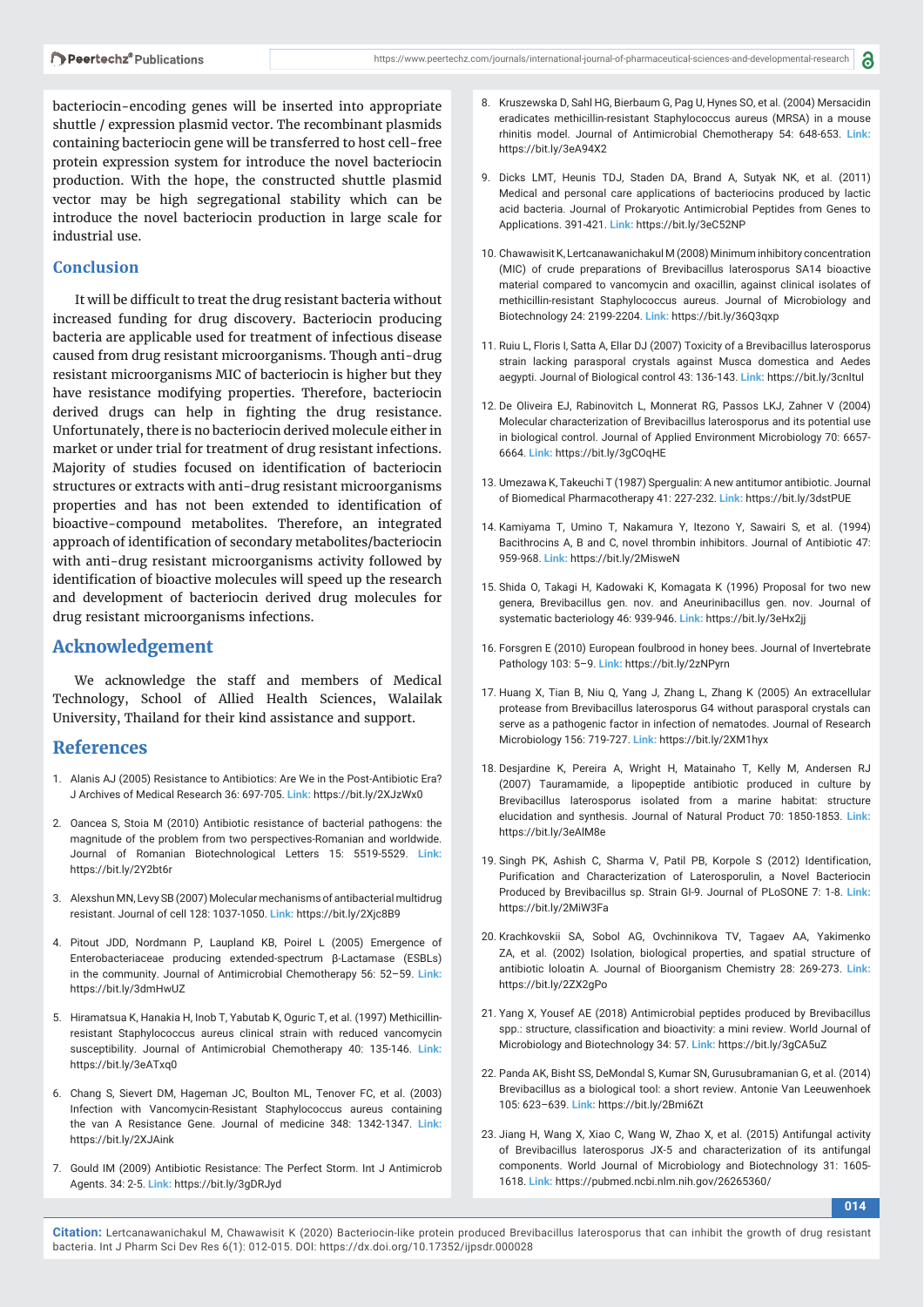bacteriocin-encoding genes will be inserted into appropriate shuttle / expression plasmid vector. The recombinant plasmids containing bacteriocin gene will be transferred to host cell-free protein expression system for introduce the novel bacteriocin production. With the hope, the constructed shuttle plasmid vector may be high segregational stability which can be introduce the novel bacteriocin production in large scale for industrial use.

## Conclusion

It will be difficult to treat the drug resistant bacteria without increased funding for drug discovery. Bacteriocin producing bacteria are applicable used for treatment of infectious disease caused from drug resistant microorganisms. Though anti-drug resistant microorganisms MIC of bacteriocin is higher but they have resistance modifying properties. Therefore, bacteriocin derived drugs can help in fighting the drug resistance. Unfortunately, there is no bacteriocin derived molecule either in market or under trial for treatment of drug resistant infections. Majority of studies focused on identification of bacteriocin structures or extracts with anti-drug resistant microorganisms properties and has not been extended to identification of bioactive-compound metabolites. Therefore, an integrated approach of identification of secondary metabolites/bacteriocin with anti-drug resistant microorganisms activity followed by identification of bioactive molecules will speed up the research and development of bacteriocin derived drug molecules for drug resistant microorganisms infections.

## Acknowledgement

We acknowledge the staff and members of Medical Technology, School of Allied Health Sciences, Walailak University, Thailand for their kind assistance and support.

## References

1. Alanis AJ (2005) Resistance to Antibiotics: Are We in the Post-Antibiotic Era? J Archives of Medical Research 36: 697-705. **Link:** https://bit.ly/2XJzWx0
2. Oancea S, Stoia M (2010) Antibiotic resistance of bacterial pathogens: the magnitude of the problem from two perspectives-Romanian and worldwide. Journal of Romanian Biotechnological Letters 15: 5519-5529. **Link:** https://bit.ly/2Y2bt6r
3. Alexshun MN, Levy SB (2007) Molecular mechanisms of antibacterial multidrug resistant. Journal of cell 128: 1037-1050. **Link:** https://bit.ly/2Xjc8B9
4. Pitout JDD, Nordmann P, Laupland KB, Poirel L (2005) Emergence of Enterobacteriaceae producing extended-spectrum β-Lactamase (ESBLs) in the community. Journal of Antimicrobial Chemotherapy 56: 52–59. **Link:** https://bit.ly/3dmHwUZ
5. Hiramatsua K, Hanakia H, Inob T, Yabutab K, Oguric T, et al. (1997) Methicillin-resistant Staphylococcus aureus clinical strain with reduced vancomycin susceptibility. Journal of Antimicrobial Chemotherapy 40: 135-146. **Link:** https://bit.ly/3eATxq0
6. Chang S, Sievert DM, Hageman JC, Boulton ML, Tenover FC, et al. (2003) Infection with Vancomycin-Resistant Staphylococcus aureus containing the van A Resistance Gene. Journal of medicine 348: 1342-1347. **Link:** https://bit.ly/2XJAink
7. Gould IM (2009) Antibiotic Resistance: The Perfect Storm. Int J Antimicrob Agents. 34: 2-5. **Link:** https://bit.ly/3gDRJyd
8. Kruszewska D, Sahl HG, Bierbaum G, Pag U, Hynes SO, et al. (2004) Mersacidin eradicates methicillin-resistant Staphylococcus aureus (MRSA) in a mouse rhinitis model. Journal of Antimicrobial Chemotherapy 54: 648-653. **Link:** https://bit.ly/3eA94X2
9. Dicks LMT, Heunis TDJ, Staden DA, Brand A, Sutyak NK, et al. (2011) Medical and personal care applications of bacteriocins produced by lactic acid bacteria. Journal of Prokaryotic Antimicrobial Peptides from Genes to Applications. 391-421. **Link:** https://bit.ly/3eC52NP
10. Chawawisit K, Lertcanawanichakul M (2008) Minimum inhibitory concentration (MIC) of crude preparations of Brevibacillus laterosporus SA14 bioactive material compared to vancomycin and oxacillin, against clinical isolates of methicillin-resistant Staphylococcus aureus. Journal of Microbiology and Biotechnology 24: 2199-2204. **Link:** https://bit.ly/36Q3qxp
11. Ruiu L, Floris I, Satta A, Ellar DJ (2007) Toxicity of a Brevibacillus laterosporus strain lacking parasporal crystals against Musca domestica and Aedes aegypti. Journal of Biological control 43: 136-143. **Link:** https://bit.ly/3cnltul
12. De Oliveira EJ, Rabinovitch L, Monnerat RG, Passos LKJ, Zahner V (2004) Molecular characterization of Brevibacillus laterosporus and its potential use in biological control. Journal of Applied Environment Microbiology 70: 6657-6664. **Link:** https://bit.ly/3gCOqHE
13. Umezawa K, Takeuchi T (1987) Spergualin: A new antitumor antibiotic. Journal of Biomedical Pharmacotherapy 41: 227-232. **Link:** https://bit.ly/3dstPUE
14. Kamiyama T, Umino T, Nakamura Y, Itezono Y, Sawairi S, et al. (1994) Bacithrocins A, B and C, novel thrombin inhibitors. Journal of Antibiotic 47: 959-968. **Link:** https://bit.ly/2MisweN
15. Shida O, Takagi H, Kadowaki K, Komagata K (1996) Proposal for two new genera, Brevibacillus gen. nov. and Aneurinibacillus gen. nov. Journal of systematic bacteriology 46: 939-946. **Link:** https://bit.ly/3eHx2jj
16. Forsgren E (2010) European foulbrood in honey bees. Journal of Invertebrate Pathology 103: 5–9. **Link:** https://bit.ly/2zNPyrn
17. Huang X, Tian B, Niu Q, Yang J, Zhang L, Zhang K (2005) An extracellular protease from Brevibacillus laterosporus G4 without parasporal crystals can serve as a pathogenic factor in infection of nematodes. Journal of Research Microbiology 156: 719-727. **Link:** https://bit.ly/2XM1hyx
18. Desjardine K, Pereira A, Wright H, Matainaho T, Kelly M, Andersen RJ (2007) Tauramamide, a lipopeptide antibiotic produced in culture by Brevibacillus laterosporus isolated from a marine habitat: structure elucidation and synthesis. Journal of Natural Product 70: 1850-1853. **Link:** https://bit.ly/3eAlM8e
19. Singh PK, Ashish C, Sharma V, Patil PB, Korpole S (2012) Identification, Purification and Characterization of Laterosporulin, a Novel Bacteriocin Produced by Brevibacillus sp. Strain GI-9. Journal of PLoSONE 7: 1-8. **Link:** https://bit.ly/2MiW3Fa
20. Krachkovskii SA, Sobol AG, Ovchinnikova TV, Tagaev AA, Yakimenko ZA, et al. (2002) Isolation, biological properties, and spatial structure of antibiotic loloatin A. Journal of Bioorganism Chemistry 28: 269-273. **Link:** https://bit.ly/2ZX2gPo
21. Yang X, Yousef AE (2018) Antimicrobial peptides produced by Brevibacillus spp.: structure, classification and bioactivity: a mini review. World Journal of Microbiology and Biotechnology 34: 57. **Link:** https://bit.ly/3gCA5uZ
22. Panda AK, Bisht SS, DeMondal S, Kumar SN, Gurusubramanian G, et al. (2014) Brevibacillus as a biological tool: a short review. Antonie Van Leeuwenhoek 105: 623–639. **Link:** https://bit.ly/2Bmi6Zt
23. Jiang H, Wang X, Xiao C, Wang W, Zhao X, et al. (2015) Antifungal activity of Brevibacillus laterosporus JX-5 and characterization of its antifungal components. World Journal of Microbiology and Biotechnology 31: 1605-1618. **Link:** https://pubmed.ncbi.nlm.nih.gov/26265360/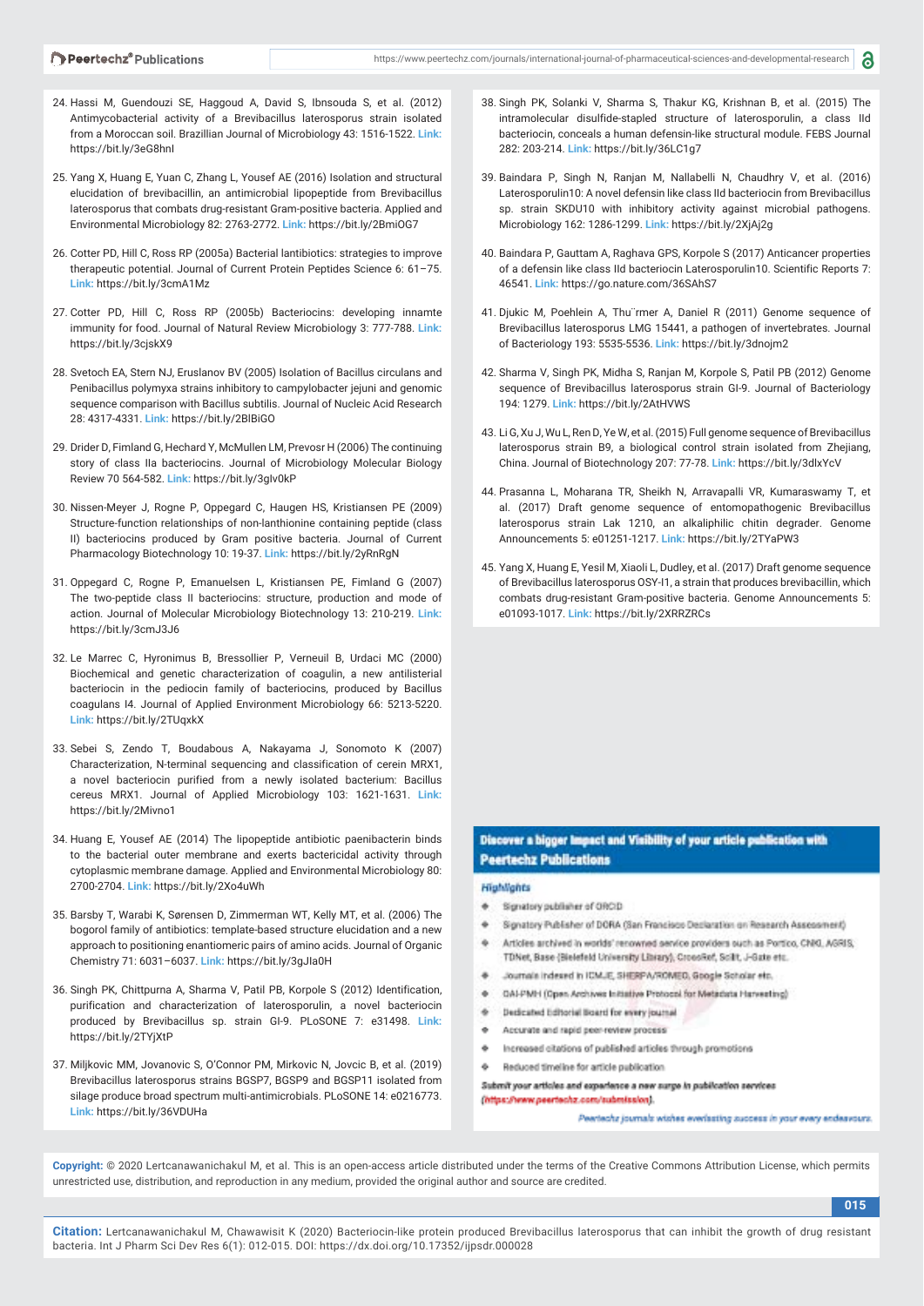24. Hassi M, Guendouzi SE, Haggoud A, David S, Ibnsouda S, et al. (2012) Antimycobacterial activity of a Brevibacillus laterosporus strain isolated from a Moroccan soil. Brazillian Journal of Microbiology 43: 1516-1522. Link: https://bit.ly/3eG8hnl

25. Yang X, Huang E, Yuan C, Zhang L, Yousef AE (2016) Isolation and structural elucidation of brevibacillin, an antimicrobial lipopeptide from Brevibacillus laterosporus that combats drug-resistant Gram-positive bacteria. Applied and Environmental Microbiology 82: 2763-2772. Link: https://bit.ly/2BmiOG7

26. Cotter PD, Hill C, Ross RP (2005a) Bacterial lantibiotics: strategies to improve therapeutic potential. Journal of Current Protein Peptides Science 6: 61–75. Link: https://bit.ly/3cmA1Mz

27. Cotter PD, Hill C, Ross RP (2005b) Bacteriocins: developing innamte immunity for food. Journal of Natural Review Microbiology 3: 777-788. Link: https://bit.ly/3cjskX9

28. Svetoch EA, Stern NJ, Eruslanov BV (2005) Isolation of Bacillus circulans and Penibacillus polymyxa strains inhibitory to campylobacter jejuni and genomic sequence comparison with Bacillus subtilis. Journal of Nucleic Acid Research 28: 4317-4331. Link: https://bit.ly/2BlBiGO

29. Drider D, Fimland G, Hechard Y, McMullen LM, Prevosr H (2006) The continuing story of class IIa bacteriocins. Journal of Microbiology Molecular Biology Review 70 564-582. Link: https://bit.ly/3glv0kP

30. Nissen-Meyer J, Rogne P, Oppegard C, Haugen HS, Kristiansen PE (2009) Structure-function relationships of non-lanthionine containing peptide (class II) bacteriocins produced by Gram positive bacteria. Journal of Current Pharmacology Biotechnology 10: 19-37. Link: https://bit.ly/2yRnRgN

31. Oppegard C, Rogne P, Emanuelsen L, Kristiansen PE, Fimland G (2007) The two-peptide class II bacteriocins: structure, production and mode of action. Journal of Molecular Microbiology Biotechnology 13: 210-219. Link: https://bit.ly/3cmJ3J6

32. Le Marrec C, Hyronimus B, Bressollier P, Verneuil B, Urdaci MC (2000) Biochemical and genetic characterization of coagulin, a new antilisterial bacteriocin in the pediocin family of bacteriocins, produced by Bacillus coagulans I4. Journal of Applied Environment Microbiology 66: 5213-5220. Link: https://bit.ly/2TUqxkX

33. Sebei S, Zendo T, Boudabous A, Nakayama J, Sonomoto K (2007) Characterization, N-terminal sequencing and classification of cerein MRX1, a novel bacteriocin purified from a newly isolated bacterium: Bacillus cereus MRX1. Journal of Applied Microbiology 103: 1621-1631. Link: https://bit.ly/2Mivno1

34. Huang E, Yousef AE (2014) The lipopeptide antibiotic paenibacterin binds to the bacterial outer membrane and exerts bactericidal activity through cytoplasmic membrane damage. Applied and Environmental Microbiology 80: 2700-2704. Link: https://bit.ly/2Xo4uWh

35. Barsby T, Warabi K, Sørensen D, Zimmerman WT, Kelly MT, et al. (2006) The bogorol family of antibiotics: template-based structure elucidation and a new approach to positioning enantiomeric pairs of amino acids. Journal of Organic Chemistry 71: 6031–6037. Link: https://bit.ly/3gJIa0H

36. Singh PK, Chittpurna A, Sharma V, Patil PB, Korpole S (2012) Identification, purification and characterization of laterosporulin, a novel bacteriocin produced by Brevibacillus sp. strain GI-9. PLoSONE 7: e31498. Link: https://bit.ly/2TYjXtP

37. Miljkovic MM, Jovanovic S, O'Connor PM, Mirkovic N, Jovcic B, et al. (2019) Brevibacillus laterosporus strains BGSP7, BGSP9 and BGSP11 isolated from silage produce broad spectrum multi-antimicrobials. PLoSONE 14: e0216773. Link: https://bit.ly/36VDUHa

38. Singh PK, Solanki V, Sharma S, Thakur KG, Krishnan B, et al. (2015) The intramolecular disulfide-stapled structure of laterosporulin, a class IId bacteriocin, conceals a human defensin-like structural module. FEBS Journal 282: 203-214. Link: https://bit.ly/36LC1g7

39. Baindara P, Singh N, Ranjan M, Nallabelli N, Chaudhry V, et al. (2016) Laterosporulin10: A novel defensin like class IId bacteriocin from Brevibacillus sp. strain SKDU10 with inhibitory activity against microbial pathogens. Microbiology 162: 1286-1299. Link: https://bit.ly/2XjAj2g

40. Baindara P, Gauttam A, Raghava GPS, Korpole S (2017) Anticancer properties of a defensin like class IId bacteriocin Laterosporulin10. Scientific Reports 7: 46541. Link: https://go.nature.com/36SAhS7

41. Djukic M, Poehlein A, Thu¨rmer A, Daniel R (2011) Genome sequence of Brevibacillus laterosporus LMG 15441, a pathogen of invertebrates. Journal of Bacteriology 193: 5535-5536. Link: https://bit.ly/3dnojm2

42. Sharma V, Singh PK, Midha S, Ranjan M, Korpole S, Patil PB (2012) Genome sequence of Brevibacillus laterosporus strain GI-9. Journal of Bacteriology 194: 1279. Link: https://bit.ly/2AtHVWS

43. Li G, Xu J, Wu L, Ren D, Ye W, et al. (2015) Full genome sequence of Brevibacillus laterosporus strain B9, a biological control strain isolated from Zhejiang, China. Journal of Biotechnology 207: 77-78. Link: https://bit.ly/3dlxYcV

44. Prasanna L, Moharana TR, Sheikh N, Arravapalli VR, Kumaraswamy T, et al. (2017) Draft genome sequence of entomopathogenic Brevibacillus laterosporus strain Lak 1210, an alkaliphilic chitin degrader. Genome Announcements 5: e01251-1217. Link: https://bit.ly/2TYaPW3

45. Yang X, Huang E, Yesil M, Xiaoli L, Dudley, et al. (2017) Draft genome sequence of Brevibacillus laterosporus OSY-I1, a strain that produces brevibacillin, which combats drug-resistant Gram-positive bacteria. Genome Announcements 5: e01093-1017. Link: https://bit.ly/2XRRZRCs

**Discover a bigger Impact and Visibility of your article publication with Peertechz Publications**

**Highlights**

- Signatory publisher of ORCID
- Signatory Publisher of DORA (San Francisco Declaration on Research Assessment)
- Articles archived in worlds' renowned service providers such as Portico, CNKI, AGRIS, TDNet, Base (Bielefeld University Library), CrossRef, Scilit, J-Gate etc.
- Journals indexed in ICMJE, SHERPA/ROMEO, Google Scholar etc.
- OAI-PMH (Open Archives Initiative Protocol for Metadata Harvesting)
- Dedicated Editorial Board for every journal
- Accurate and rapid peer-review process
- Increased citations of published articles through promotions
- Reduced timeline for article publication

*Submit your articles and experience a new surge in publication services (https://www.peertechz.com/submission).*

*Peertechz journals wishes everlasting success in your every endeavours.*

**Copyright:** © 2020 Lertcanawanichakul M, et al. This is an open-access article distributed under the terms of the Creative Commons Attribution License, which permits unrestricted use, distribution, and reproduction in any medium, provided the original author and source are credited.

**Citation:** Lertcanawanichakul M, Chawawisit K (2020) Bacteriocin-like protein produced Brevibacillus laterosporus that can inhibit the growth of drug resistant bacteria. Int J Pharm Sci Dev Res 6(1): 012-015. DOI: https://dx.doi.org/10.17352/ijpsdr.000028